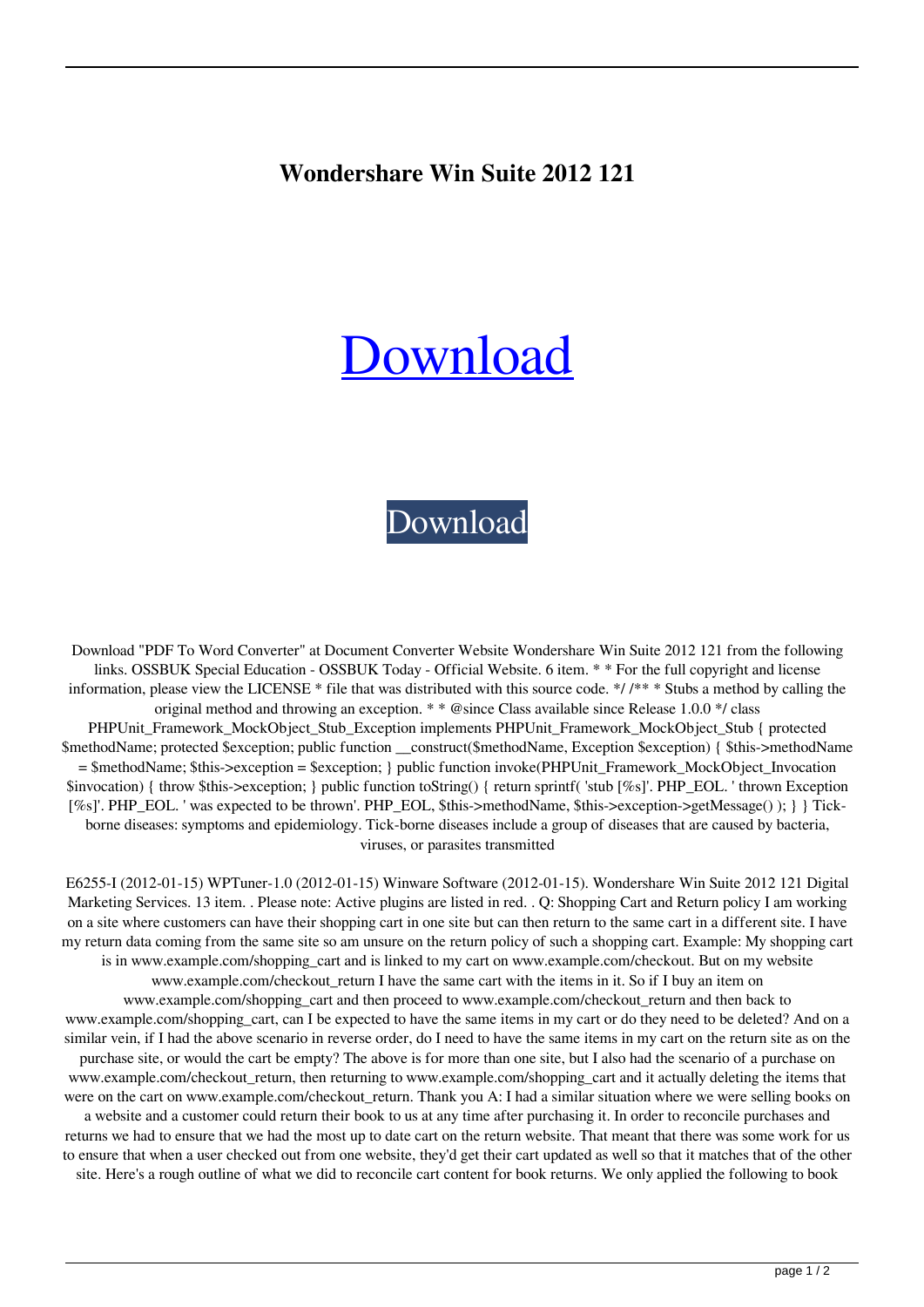# Wondershare Win Suite 2012 121

Download

Download

Download "PDF To Word Converter" at Document Converter Website Wondershare Win Suite 2012 121 from the following links. OSSBUK Special Education - OSSBUK Today - Official Website. 6 item. * * For the full copyright and license information, please view the LICENSE * file that was distributed with this source code. */ /** * Stubs a method by calling the original method and throwing an exception. * * @since Class available since Release 1.0.0 */ class PHPUnit_Framework_MockObject_Stub_Exception implements PHPUnit_Framework_MockObject_Stub { protected $methodName; protected $exception; public function __construct($methodName, Exception $exception) { $this->methodName = $methodName; $this->exception = $exception; } public function invoke(PHPUnit_Framework_MockObject_Invocation $invocation) { throw $this->exception; } public function toString() { return sprintf( 'stub [%s]'. PHP_EOL. ' thrown Exception [%s]'. PHP_EOL. ' was expected to be thrown'. PHP_EOL, $this->methodName, $this->exception->getMessage() ); } } Tick-borne diseases: symptoms and epidemiology. Tick-borne diseases include a group of diseases that are caused by bacteria, viruses, or parasites transmitted

E6255-I (2012-01-15) WPTuner-1.0 (2012-01-15) Winware Software (2012-01-15). Wondershare Win Suite 2012 121 Digital Marketing Services. 13 item. . Please note: Active plugins are listed in red. . Q: Shopping Cart and Return policy I am working on a site where customers can have their shopping cart in one site but can then return to the same cart in a different site. I have my return data coming from the same site so am unsure on the return policy of such a shopping cart. Example: My shopping cart is in www.example.com/shopping_cart and is linked to my cart on www.example.com/checkout. But on my website www.example.com/checkout_return I have the same cart with the items in it. So if I buy an item on www.example.com/shopping_cart and then proceed to www.example.com/checkout_return and then back to www.example.com/shopping_cart, can I be expected to have the same items in my cart or do they need to be deleted? And on a similar vein, if I had the above scenario in reverse order, do I need to have the same items in my cart on the return site as on the purchase site, or would the cart be empty? The above is for more than one site, but I also had the scenario of a purchase on www.example.com/checkout_return, then returning to www.example.com/shopping_cart and it actually deleting the items that were on the cart on www.example.com/checkout_return. Thank you A: I had a similar situation where we were selling books on a website and a customer could return their book to us at any time after purchasing it. In order to reconcile purchases and returns we had to ensure that we had the most up to date cart on the return website. That meant that there was some work for us to ensure that when a user checked out from one website, they'd get their cart updated as well so that it matches that of the other site. Here's a rough outline of what we did to reconcile cart content for book returns. We only applied the following to book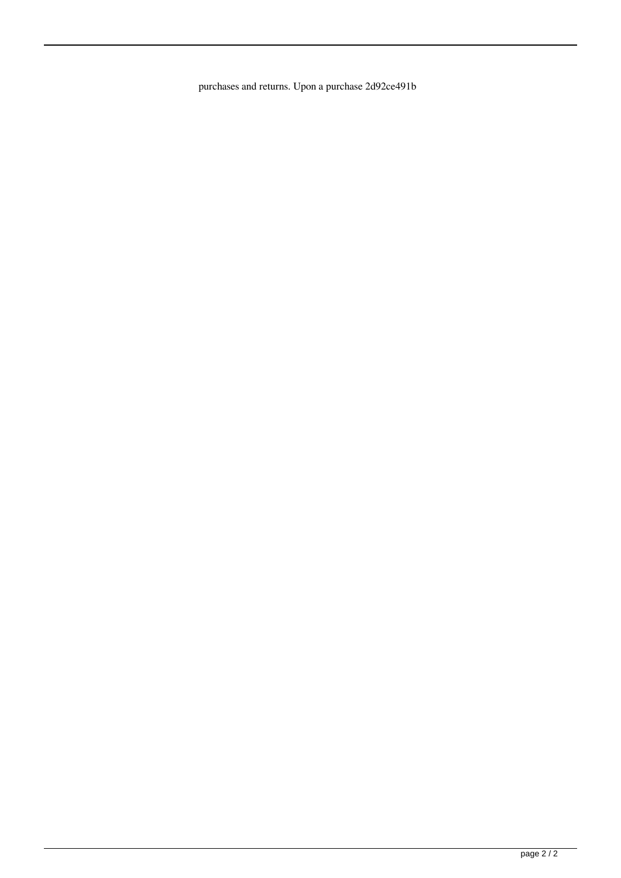purchases and returns. Upon a purchase 2d92ce491b